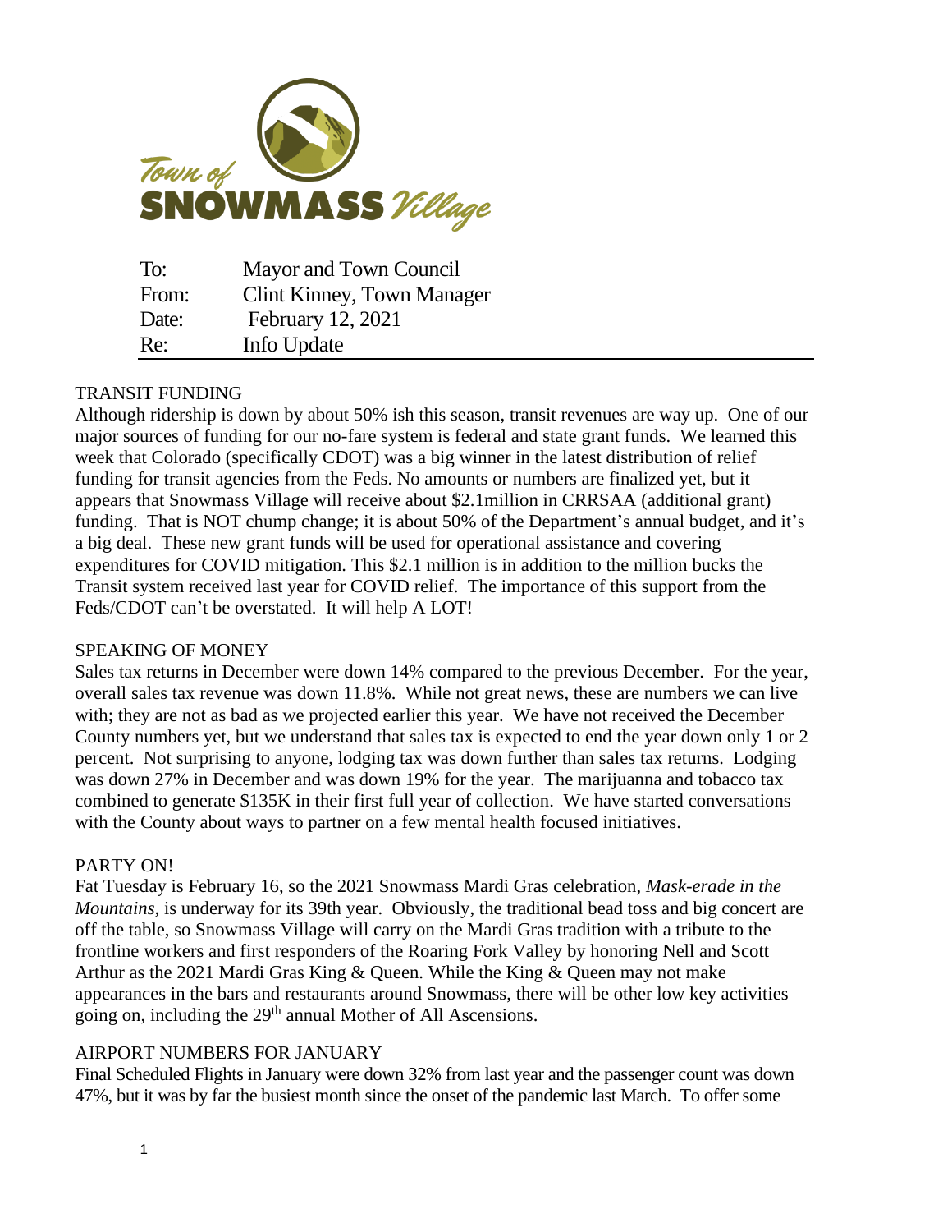Town of SNOWMASS Village

| | |
|---|---|
| To: | Mayor and Town Council |
| From: | Clint Kinney, Town Manager |
| Date: | February 12, 2021 |
| Re: | Info Update |

## TRANSIT FUNDING

Although ridership is down by about 50% ish this season, transit revenues are way up. One of our major sources of funding for our no-fare system is federal and state grant funds. We learned this week that Colorado (specifically CDOT) was a big winner in the latest distribution of relief funding for transit agencies from the Feds. No amounts or numbers are finalized yet, but it appears that Snowmass Village will receive about $2.1million in CRRSAA (additional grant) funding. That is NOT chump change; it is about 50% of the Department's annual budget, and it's a big deal. These new grant funds will be used for operational assistance and covering expenditures for COVID mitigation. This $2.1 million is in addition to the million bucks the Transit system received last year for COVID relief. The importance of this support from the Feds/CDOT can't be overstated. It will help A LOT!

## SPEAKING OF MONEY

Sales tax returns in December were down 14% compared to the previous December. For the year, overall sales tax revenue was down 11.8%. While not great news, these are numbers we can live with; they are not as bad as we projected earlier this year. We have not received the December County numbers yet, but we understand that sales tax is expected to end the year down only 1 or 2 percent. Not surprising to anyone, lodging tax was down further than sales tax returns. Lodging was down 27% in December and was down 19% for the year. The marijuanna and tobacco tax combined to generate $135K in their first full year of collection. We have started conversations with the County about ways to partner on a few mental health focused initiatives.

## PARTY ON!

Fat Tuesday is February 16, so the 2021 Snowmass Mardi Gras celebration, *Mask-erade in the Mountains,* is underway for its 39th year. Obviously, the traditional bead toss and big concert are off the table, so Snowmass Village will carry on the Mardi Gras tradition with a tribute to the frontline workers and first responders of the Roaring Fork Valley by honoring Nell and Scott Arthur as the 2021 Mardi Gras King & Queen. While the King & Queen may not make appearances in the bars and restaurants around Snowmass, there will be other low key activities going on, including the 29th annual Mother of All Ascensions.

## AIRPORT NUMBERS FOR JANUARY

Final Scheduled Flights in January were down 32% from last year and the passenger count was down 47%, but it was by far the busiest month since the onset of the pandemic last March. To offer some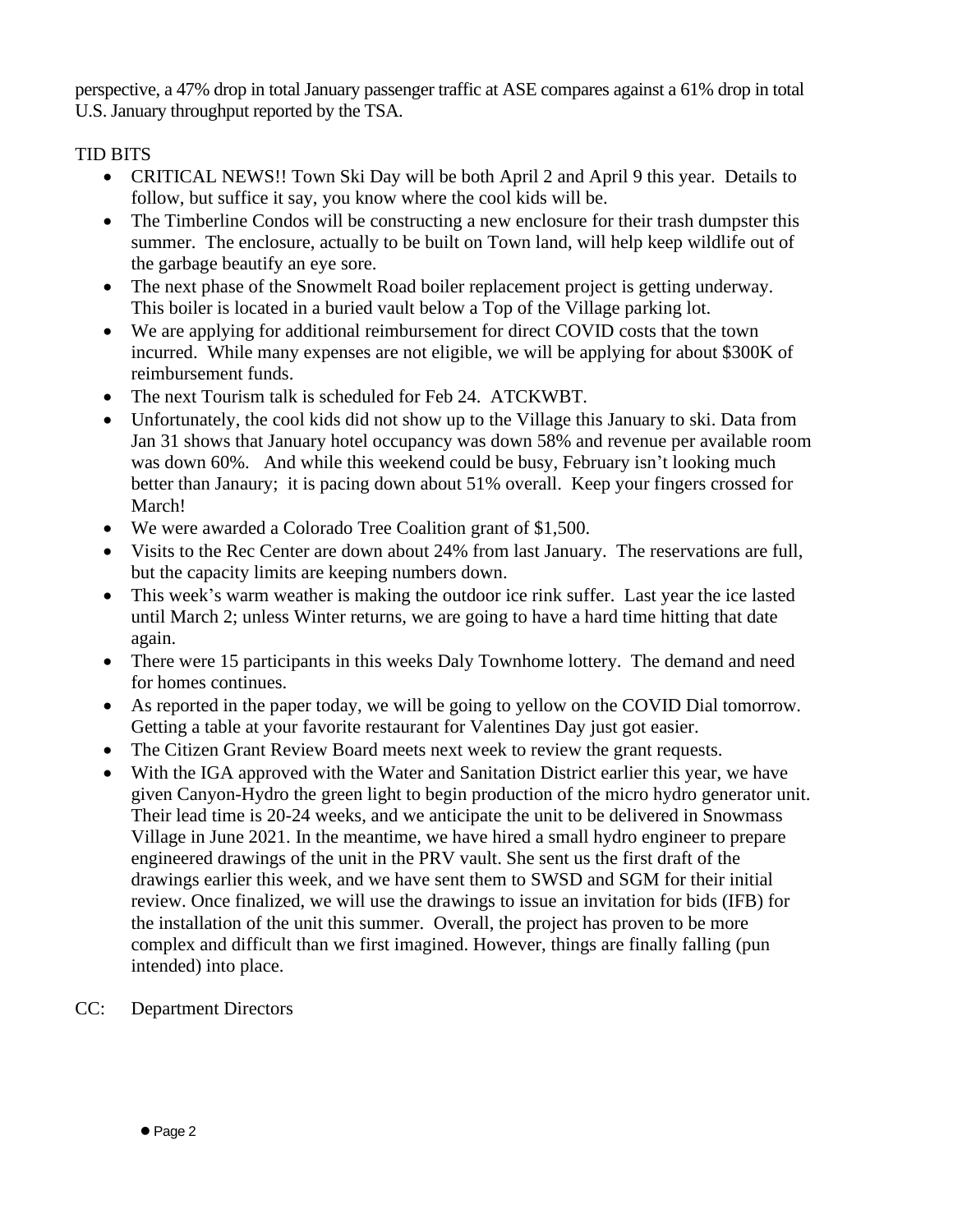perspective, a 47% drop in total January passenger traffic at ASE compares against a 61% drop in total U.S. January throughput reported by the TSA.

TID BITS

- CRITICAL NEWS!! Town Ski Day will be both April 2 and April 9 this year. Details to follow, but suffice it say, you know where the cool kids will be.
- The Timberline Condos will be constructing a new enclosure for their trash dumpster this summer. The enclosure, actually to be built on Town land, will help keep wildlife out of the garbage beautify an eye sore.
- The next phase of the Snowmelt Road boiler replacement project is getting underway. This boiler is located in a buried vault below a Top of the Village parking lot.
- We are applying for additional reimbursement for direct COVID costs that the town incurred. While many expenses are not eligible, we will be applying for about $300K of reimbursement funds.
- The next Tourism talk is scheduled for Feb 24. ATCKWBT.
- Unfortunately, the cool kids did not show up to the Village this January to ski. Data from Jan 31 shows that January hotel occupancy was down 58% and revenue per available room was down 60%. And while this weekend could be busy, February isn't looking much better than Janaury; it is pacing down about 51% overall. Keep your fingers crossed for March!
- We were awarded a Colorado Tree Coalition grant of $1,500.
- Visits to the Rec Center are down about 24% from last January. The reservations are full, but the capacity limits are keeping numbers down.
- This week's warm weather is making the outdoor ice rink suffer. Last year the ice lasted until March 2; unless Winter returns, we are going to have a hard time hitting that date again.
- There were 15 participants in this weeks Daly Townhome lottery. The demand and need for homes continues.
- As reported in the paper today, we will be going to yellow on the COVID Dial tomorrow. Getting a table at your favorite restaurant for Valentines Day just got easier.
- The Citizen Grant Review Board meets next week to review the grant requests.
- With the IGA approved with the Water and Sanitation District earlier this year, we have given Canyon-Hydro the green light to begin production of the micro hydro generator unit. Their lead time is 20-24 weeks, and we anticipate the unit to be delivered in Snowmass Village in June 2021. In the meantime, we have hired a small hydro engineer to prepare engineered drawings of the unit in the PRV vault. She sent us the first draft of the drawings earlier this week, and we have sent them to SWSD and SGM for their initial review. Once finalized, we will use the drawings to issue an invitation for bids (IFB) for the installation of the unit this summer. Overall, the project has proven to be more complex and difficult than we first imagined. However, things are finally falling (pun intended) into place.

CC: Department Directors